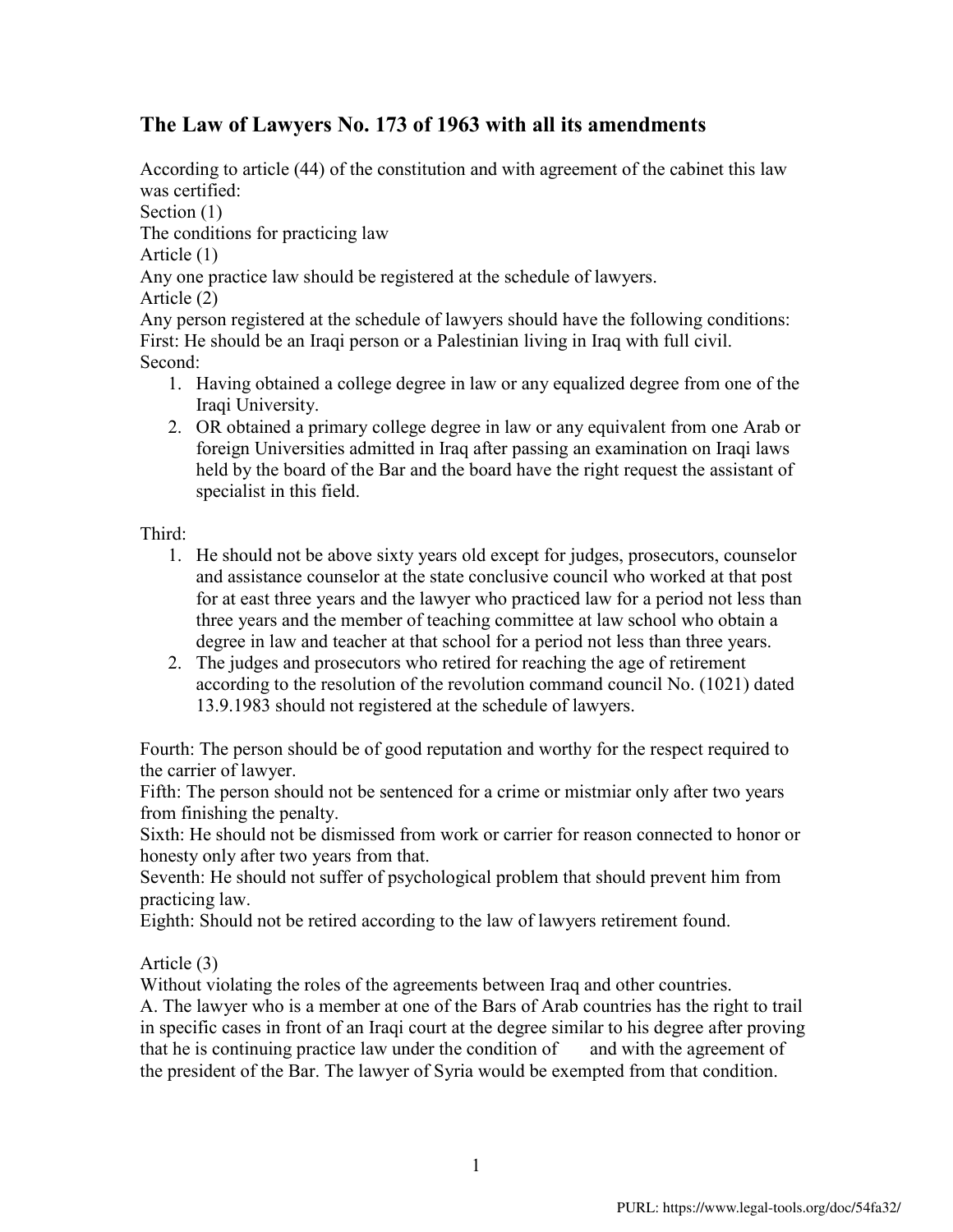## The Law of Lawyers No. 173 of 1963 with all its amendments

According to article (44) of the constitution and with agreement of the cabinet this law was certified:

Section (1)

The conditions for practicing law

Article (1)

Any one practice law should be registered at the schedule of lawyers.

Article (2)

Any person registered at the schedule of lawyers should have the following conditions:

First: He should be an Iraqi person or a Palestinian living in Iraq with full civil.

Second:

1. Having obtained a college degree in law or any equalized degree from one of the Iraqi University.
2. OR obtained a primary college degree in law or any equivalent from one Arab or foreign Universities admitted in Iraq after passing an examination on Iraqi laws held by the board of the Bar and the board have the right request the assistant of specialist in this field.

Third:

1. He should not be above sixty years old except for judges, prosecutors, counselor and assistance counselor at the state conclusive council who worked at that post for at east three years and the lawyer who practiced law for a period not less than three years and the member of teaching committee at law school who obtain a degree in law and teacher at that school for a period not less than three years.
2. The judges and prosecutors who retired for reaching the age of retirement according to the resolution of the revolution command council No. (1021) dated 13.9.1983 should not registered at the schedule of lawyers.

Fourth: The person should be of good reputation and worthy for the respect required to the carrier of lawyer.

Fifth: The person should not be sentenced for a crime or mistmiar only after two years from finishing the penalty.

Sixth: He should not be dismissed from work or carrier for reason connected to honor or honesty only after two years from that.

Seventh: He should not suffer of psychological problem that should prevent him from practicing law.

Eighth: Should not be retired according to the law of lawyers retirement found.

Article (3)

Without violating the roles of the agreements between Iraq and other countries.

A. The lawyer who is a member at one of the Bars of Arab countries has the right to trail in specific cases in front of an Iraqi court at the degree similar to his degree after proving that he is continuing practice law under the condition of and with the agreement of the president of the Bar. The lawyer of Syria would be exempted from that condition.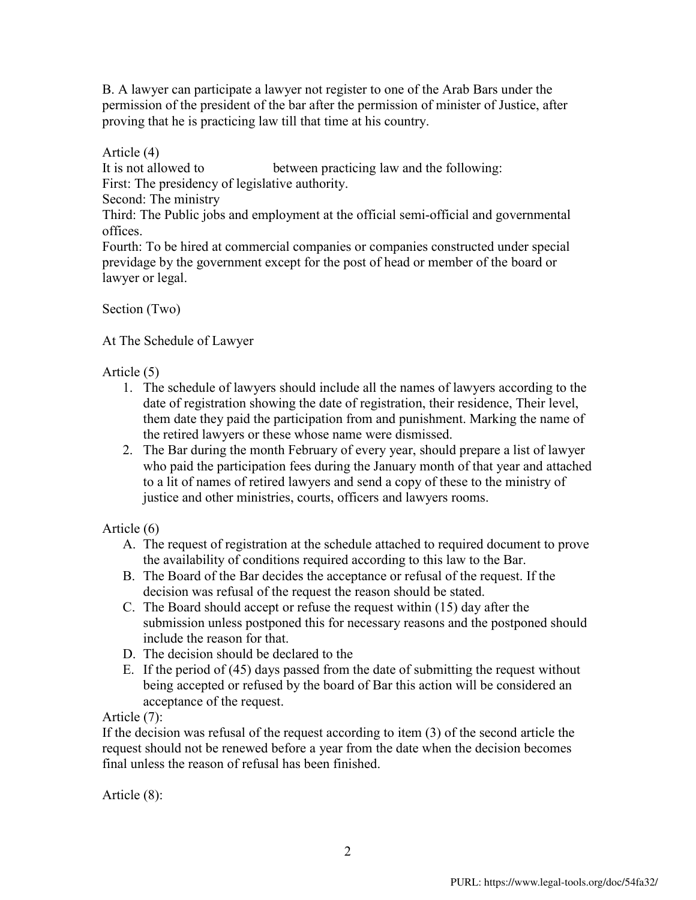B. A lawyer can participate a lawyer not register to one of the Arab Bars under the permission of the president of the bar after the permission of minister of Justice, after proving that he is practicing law till that time at his country.

Article (4)

It is not allowed to between practicing law and the following:

First: The presidency of legislative authority.

Second: The ministry

Third: The Public jobs and employment at the official semi-official and governmental offices.

Fourth: To be hired at commercial companies or companies constructed under special previdage by the government except for the post of head or member of the board or lawyer or legal.

Section (Two)

At The Schedule of Lawyer

Article (5)

1. The schedule of lawyers should include all the names of lawyers according to the date of registration showing the date of registration, their residence, Their level, them date they paid the participation from and punishment. Marking the name of the retired lawyers or these whose name were dismissed.
2. The Bar during the month February of every year, should prepare a list of lawyer who paid the participation fees during the January month of that year and attached to a lit of names of retired lawyers and send a copy of these to the ministry of justice and other ministries, courts, officers and lawyers rooms.

Article (6)

A. The request of registration at the schedule attached to required document to prove the availability of conditions required according to this law to the Bar.
B. The Board of the Bar decides the acceptance or refusal of the request. If the decision was refusal of the request the reason should be stated.
C. The Board should accept or refuse the request within (15) day after the submission unless postponed this for necessary reasons and the postponed should include the reason for that.
D. The decision should be declared to the
E. If the period of (45) days passed from the date of submitting the request without being accepted or refused by the board of Bar this action will be considered an acceptance of the request.

Article (7):

If the decision was refusal of the request according to item (3) of the second article the request should not be renewed before a year from the date when the decision becomes final unless the reason of refusal has been finished.

Article (8):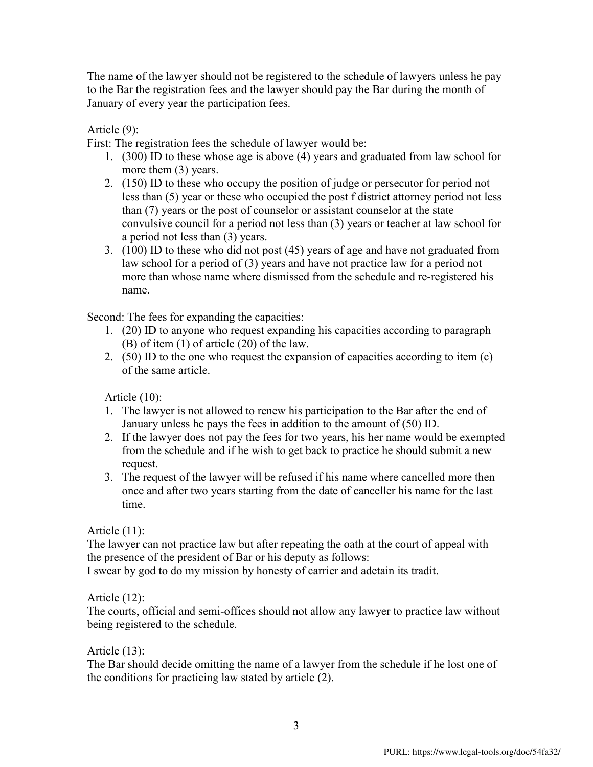The name of the lawyer should not be registered to the schedule of lawyers unless he pay to the Bar the registration fees and the lawyer should pay the Bar during the month of January of every year the participation fees.

Article (9):

First: The registration fees the schedule of lawyer would be:

1. (300) ID to these whose age is above (4) years and graduated from law school for more them (3) years.
2. (150) ID to these who occupy the position of judge or persecutor for period not less than (5) year or these who occupied the post f district attorney period not less than (7) years or the post of counselor or assistant counselor at the state convulsive council for a period not less than (3) years or teacher at law school for a period not less than (3) years.
3. (100) ID to these who did not post (45) years of age and have not graduated from law school for a period of (3) years and have not practice law for a period not more than whose name where dismissed from the schedule and re-registered his name.

Second: The fees for expanding the capacities:

1. (20) ID to anyone who request expanding his capacities according to paragraph (B) of item (1) of article (20) of the law.
2. (50) ID to the one who request the expansion of capacities according to item (c) of the same article.

Article (10):

1. The lawyer is not allowed to renew his participation to the Bar after the end of January unless he pays the fees in addition to the amount of (50) ID.
2. If the lawyer does not pay the fees for two years, his her name would be exempted from the schedule and if he wish to get back to practice he should submit a new request.
3. The request of the lawyer will be refused if his name where cancelled more then once and after two years starting from the date of canceller his name for the last time.

Article (11):

The lawyer can not practice law but after repeating the oath at the court of appeal with the presence of the president of Bar or his deputy as follows:

I swear by god to do my mission by honesty of carrier and adetain its tradit.

Article (12):

The courts, official and semi-offices should not allow any lawyer to practice law without being registered to the schedule.

Article (13):

The Bar should decide omitting the name of a lawyer from the schedule if he lost one of the conditions for practicing law stated by article (2).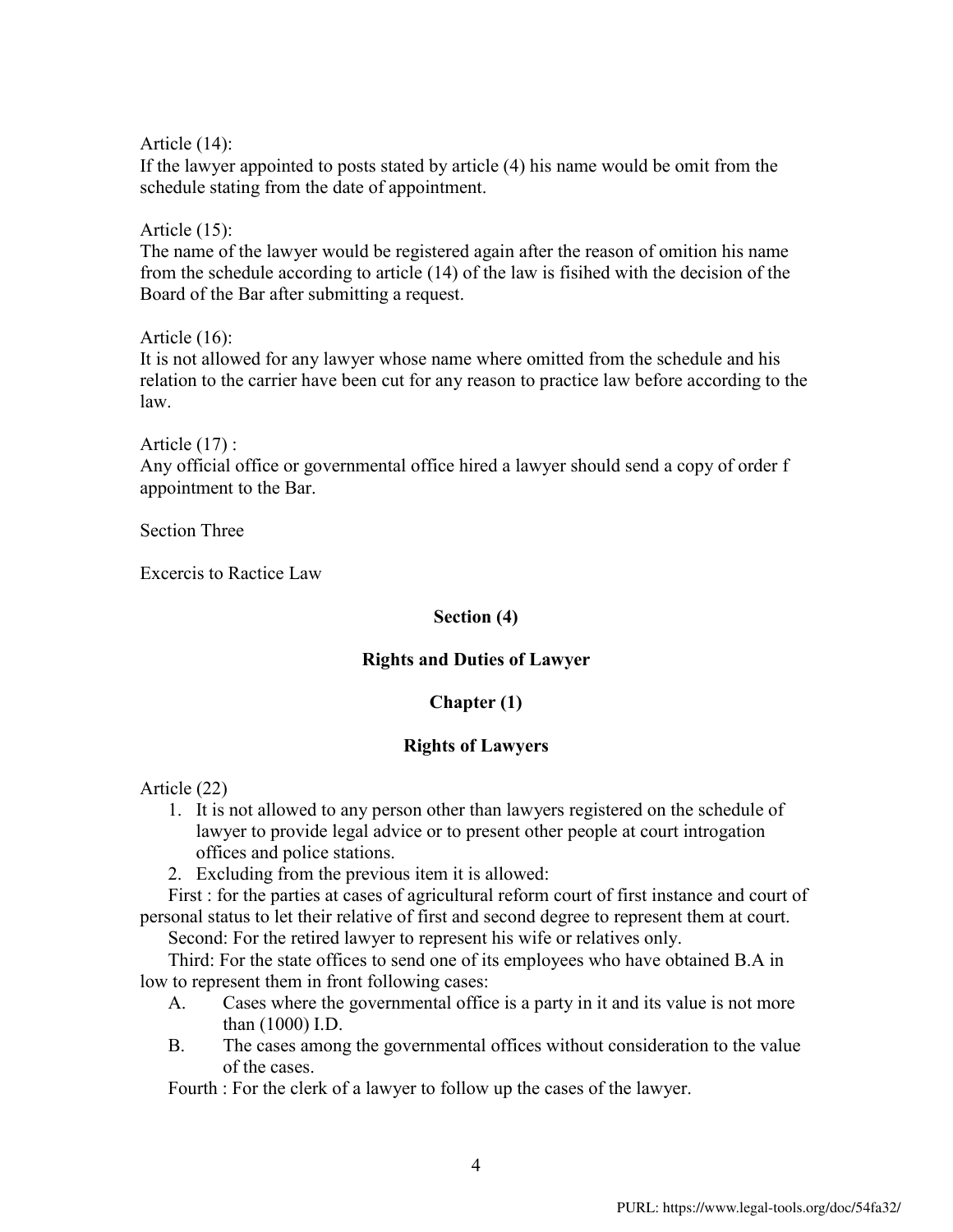Article (14):
If the lawyer appointed to posts stated by article (4) his name would be omit from the schedule stating from the date of appointment.

Article (15):
The name of the lawyer would be registered again after the reason of omition his name from the schedule according to article (14) of the law is fisihed with the decision of the Board of the Bar after submitting a request.

Article (16):
It is not allowed for any lawyer whose name where omitted from the schedule and his relation to the carrier have been cut for any reason to practice law before according to the law.

Article (17) :
Any official office or governmental office hired a lawyer should send a copy of order f appointment to the Bar.

Section Three

Excercis to Ractice Law

## Section (4)

## Rights and Duties of Lawyer

### Chapter (1)

### Rights of Lawyers

Article (22)

1. It is not allowed to any person other than lawyers registered on the schedule of lawyer to provide legal advice or to present other people at court introgation offices and police stations.
2. Excluding from the previous item it is allowed:

First : for the parties at cases of agricultural reform court of first instance and court of personal status to let their relative of first and second degree to represent them at court.

Second: For the retired lawyer to represent his wife or relatives only.

Third: For the state offices to send one of its employees who have obtained B.A in low to represent them in front following cases:

A. Cases where the governmental office is a party in it and its value is not more than (1000) I.D.
B. The cases among the governmental offices without consideration to the value of the cases.

Fourth : For the clerk of a lawyer to follow up the cases of the lawyer.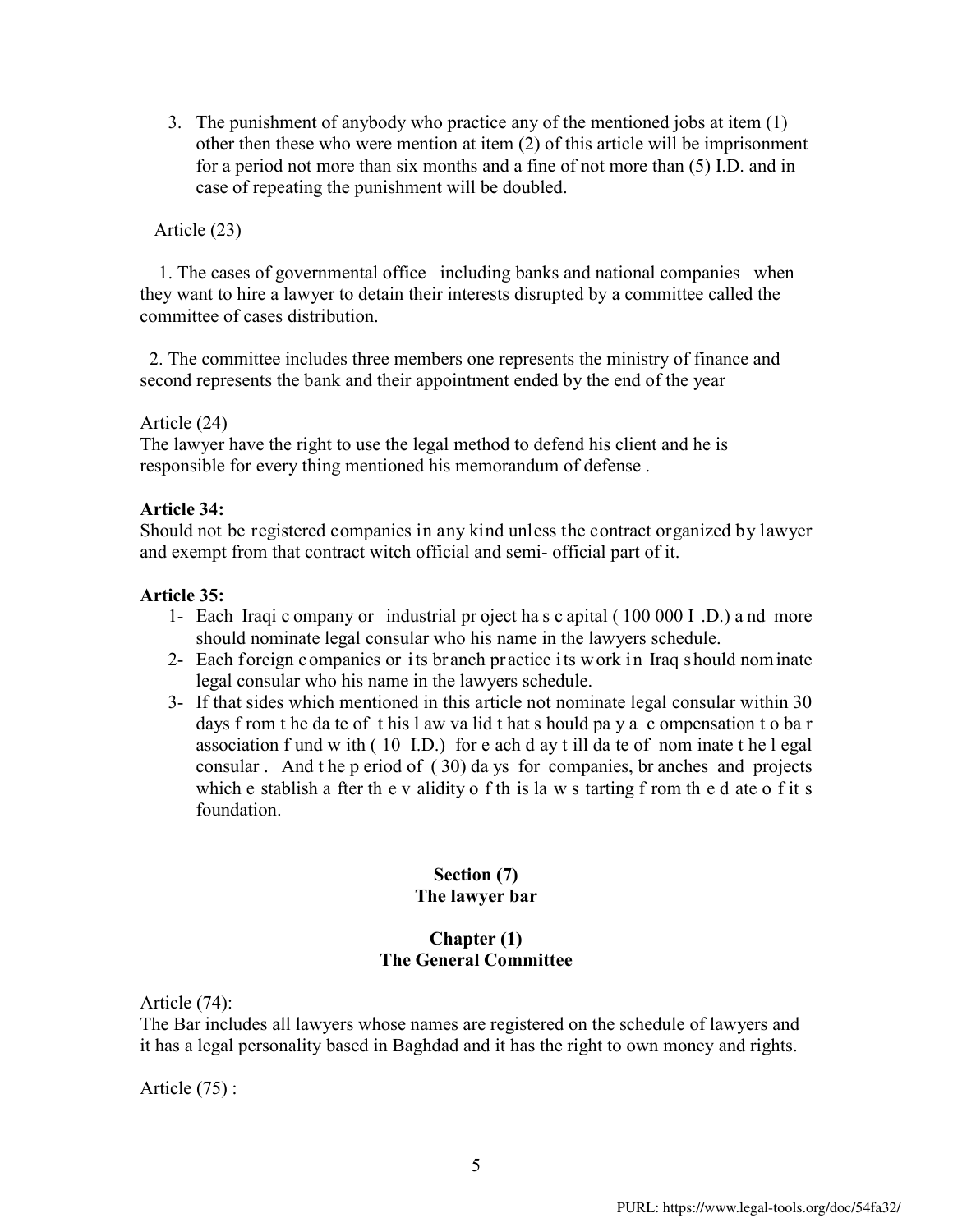3. The punishment of anybody who practice any of the mentioned jobs at item (1) other then these who were mention at item (2) of this article will be imprisonment for a period not more than six months and a fine of not more than (5) I.D. and in case of repeating the punishment will be doubled.

Article (23)

1. The cases of governmental office –including banks and national companies –when they want to hire a lawyer to detain their interests disrupted by a committee called the committee of cases distribution.

2. The committee includes three members one represents the ministry of finance and second represents the bank and their appointment ended by the end of the year

Article (24)
The lawyer have the right to use the legal method to defend his client and he is responsible for every thing mentioned his memorandum of defense .

**Article 34:**
Should not be registered companies in any kind unless the contract organized by lawyer and exempt from that contract witch official and semi- official part of it.

**Article 35:**

1- Each Iraqi company or industrial project has capital ( 100 000 I .D.) and more should nominate legal consular who his name in the lawyers schedule.
2- Each foreign companies or its branch practice its work in Iraq should nominate legal consular who his name in the lawyers schedule.
3- If that sides which mentioned in this article not nominate legal consular within 30 days from the date of this law valid that should pay a compensation to bar association fund with ( 10 I.D.) for each day till date of nominate the legal consular . And the period of ( 30) days for companies, branches and projects which establish after the validity of this law starting from the date of its foundation.

## Section (7)
## The lawyer bar

### Chapter (1)
### The General Committee

Article (74):
The Bar includes all lawyers whose names are registered on the schedule of lawyers and it has a legal personality based in Baghdad and it has the right to own money and rights.

Article (75) :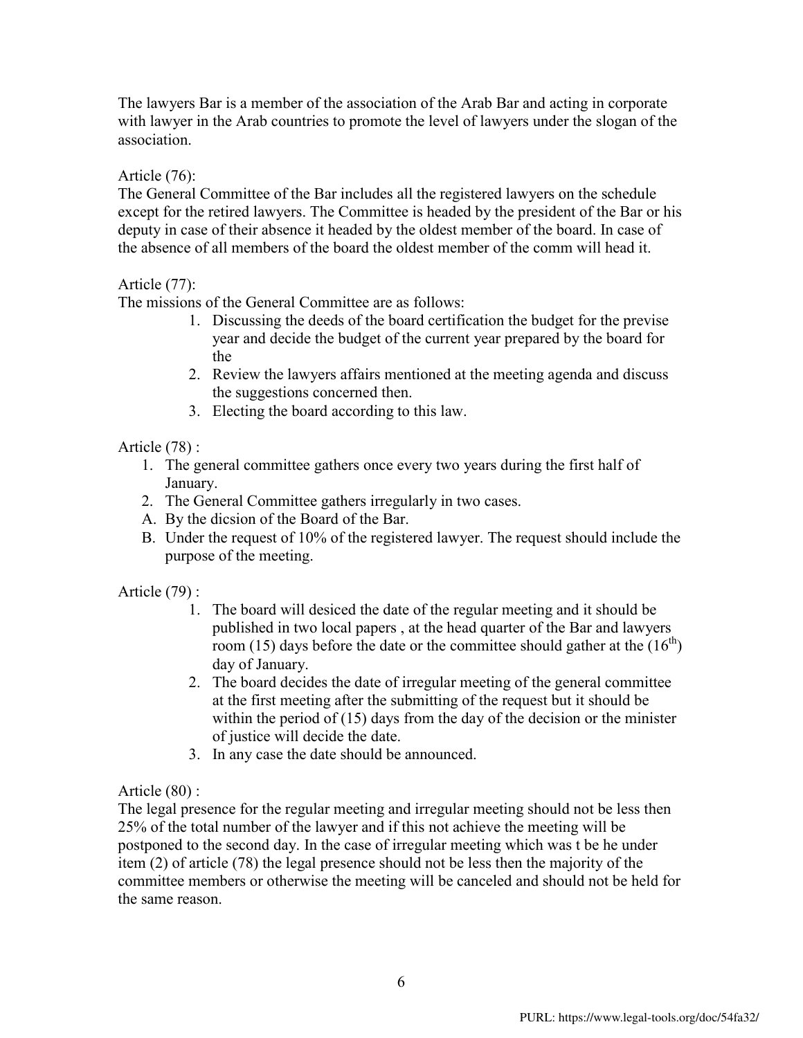The lawyers Bar is a member of the association of the Arab Bar and acting in corporate with lawyer in the Arab countries to promote the level of lawyers under the slogan of the association.

Article (76):
The General Committee of the Bar includes all the registered lawyers on the schedule except for the retired lawyers. The Committee is headed by the president of the Bar or his deputy in case of their absence it headed by the oldest member of the board. In case of the absence of all members of the board the oldest member of the comm will head it.

Article (77):
The missions of the General Committee are as follows:

1. Discussing the deeds of the board certification the budget for the previse year and decide the budget of the current year prepared by the board for the
2. Review the lawyers affairs mentioned at the meeting agenda and discuss the suggestions concerned then.
3. Electing the board according to this law.

Article (78) :

1. The general committee gathers once every two years during the first half of January.
2. The General Committee gathers irregularly in two cases.

A. By the dicsion of the Board of the Bar.
B. Under the request of 10% of the registered lawyer. The request should include the purpose of the meeting.

Article (79) :

1. The board will desiced the date of the regular meeting and it should be published in two local papers , at the head quarter of the Bar and lawyers room (15) days before the date or the committee should gather at the (16th) day of January.
2. The board decides the date of irregular meeting of the general committee at the first meeting after the submitting of the request but it should be within the period of (15) days from the day of the decision or the minister of justice will decide the date.
3. In any case the date should be announced.

Article (80) :
The legal presence for the regular meeting and irregular meeting should not be less then 25% of the total number of the lawyer and if this not achieve the meeting will be postponed to the second day. In the case of irregular meeting which was t be he under item (2) of article (78) the legal presence should not be less then the majority of the committee members or otherwise the meeting will be canceled and should not be held for the same reason.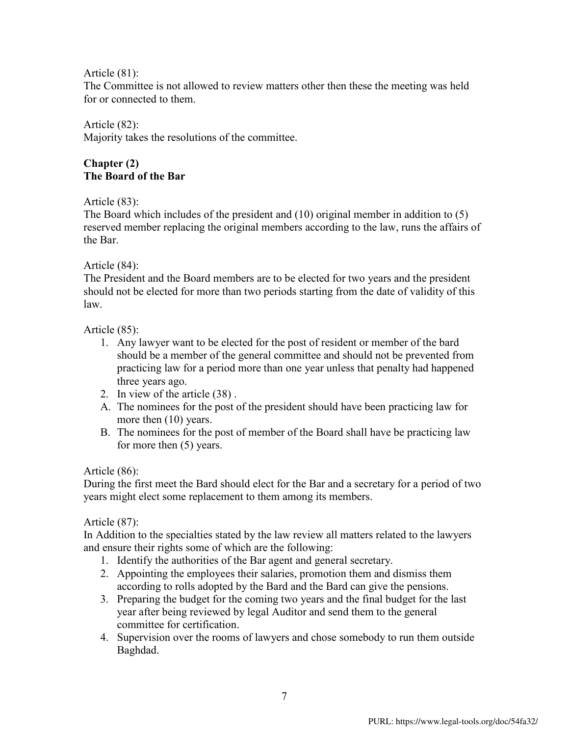Article (81):
The Committee is not allowed to review matters other then these the meeting was held for or connected to them.

Article (82):
Majority takes the resolutions of the committee.

**Chapter (2)**
**The Board of the Bar**

Article (83):
The Board which includes of the president and (10) original member in addition to (5) reserved member replacing the original members according to the law, runs the affairs of the Bar.

Article (84):
The President and the Board members are to be elected for two years and the president should not be elected for more than two periods starting from the date of validity of this law.

Article (85):

1. Any lawyer want to be elected for the post of resident or member of the bard should be a member of the general committee and should not be prevented from practicing law for a period more than one year unless that penalty had happened three years ago.
2. In view of the article (38) .

A. The nominees for the post of the president should have been practicing law for more then (10) years.
B. The nominees for the post of member of the Board shall have be practicing law for more then (5) years.

Article (86):
During the first meet the Bard should elect for the Bar and a secretary for a period of two years might elect some replacement to them among its members.

Article (87):
In Addition to the specialties stated by the law review all matters related to the lawyers and ensure their rights some of which are the following:

1. Identify the authorities of the Bar agent and general secretary.
2. Appointing the employees their salaries, promotion them and dismiss them according to rolls adopted by the Bard and the Bard can give the pensions.
3. Preparing the budget for the coming two years and the final budget for the last year after being reviewed by legal Auditor and send them to the general committee for certification.
4. Supervision over the rooms of lawyers and chose somebody to run them outside Baghdad.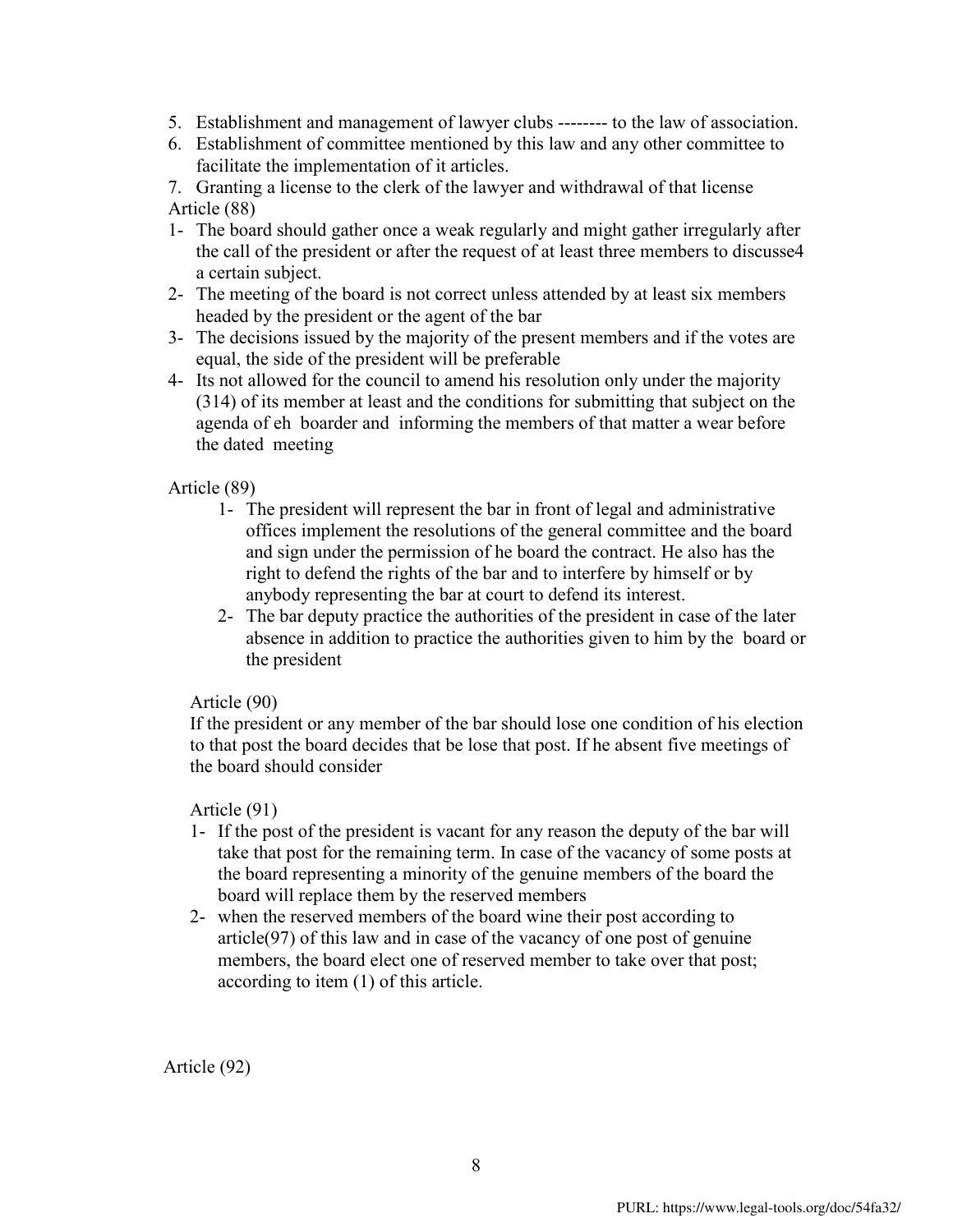5. Establishment and management of lawyer clubs -------- to the law of association.
6. Establishment of committee mentioned by this law and any other committee to facilitate the implementation of it articles.
7. Granting a license to the clerk of the lawyer and withdrawal of that license

Article (88)

1- The board should gather once a weak regularly and might gather irregularly after the call of the president or after the request of at least three members to discusse4 a certain subject.
2- The meeting of the board is not correct unless attended by at least six members headed by the president or the agent of the bar
3- The decisions issued by the majority of the present members and if the votes are equal, the side of the president will be preferable
4- Its not allowed for the council to amend his resolution only under the majority (314) of its member at least and the conditions for submitting that subject on the agenda of eh boarder and informing the members of that matter a wear before the dated meeting

Article (89)

1- The president will represent the bar in front of legal and administrative offices implement the resolutions of the general committee and the board and sign under the permission of he board the contract. He also has the right to defend the rights of the bar and to interfere by himself or by anybody representing the bar at court to defend its interest.
2- The bar deputy practice the authorities of the president in case of the later absence in addition to practice the authorities given to him by the board or the president

Article (90)

If the president or any member of the bar should lose one condition of his election to that post the board decides that be lose that post. If he absent five meetings of the board should consider

Article (91)

1- If the post of the president is vacant for any reason the deputy of the bar will take that post for the remaining term. In case of the vacancy of some posts at the board representing a minority of the genuine members of the board the board will replace them by the reserved members
2- when the reserved members of the board wine their post according to article(97) of this law and in case of the vacancy of one post of genuine members, the board elect one of reserved member to take over that post; according to item (1) of this article.

Article (92)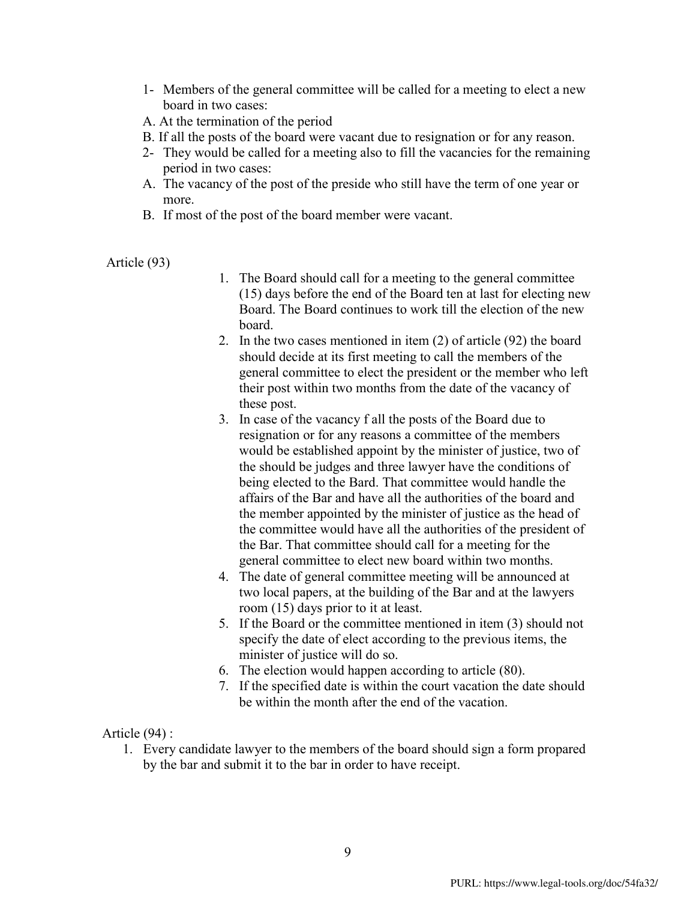1- Members of the general committee will be called for a meeting to elect a new board in two cases:

A. At the termination of the period

B. If all the posts of the board were vacant due to resignation or for any reason.

2- They would be called for a meeting also to fill the vacancies for the remaining period in two cases:

A. The vacancy of the post of the preside who still have the term of one year or more.

B. If most of the post of the board member were vacant.

Article (93)

1. The Board should call for a meeting to the general committee (15) days before the end of the Board ten at last for electing new Board. The Board continues to work till the election of the new board.
2. In the two cases mentioned in item (2) of article (92) the board should decide at its first meeting to call the members of the general committee to elect the president or the member who left their post within two months from the date of the vacancy of these post.
3. In case of the vacancy f all the posts of the Board due to resignation or for any reasons a committee of the members would be established appoint by the minister of justice, two of the should be judges and three lawyer have the conditions of being elected to the Bard. That committee would handle the affairs of the Bar and have all the authorities of the board and the member appointed by the minister of justice as the head of the committee would have all the authorities of the president of the Bar. That committee should call for a meeting for the general committee to elect new board within two months.
4. The date of general committee meeting will be announced at two local papers, at the building of the Bar and at the lawyers room (15) days prior to it at least.
5. If the Board or the committee mentioned in item (3) should not specify the date of elect according to the previous items, the minister of justice will do so.
6. The election would happen according to article (80).
7. If the specified date is within the court vacation the date should be within the month after the end of the vacation.

Article (94) :

1. Every candidate lawyer to the members of the board should sign a form propared by the bar and submit it to the bar in order to have receipt.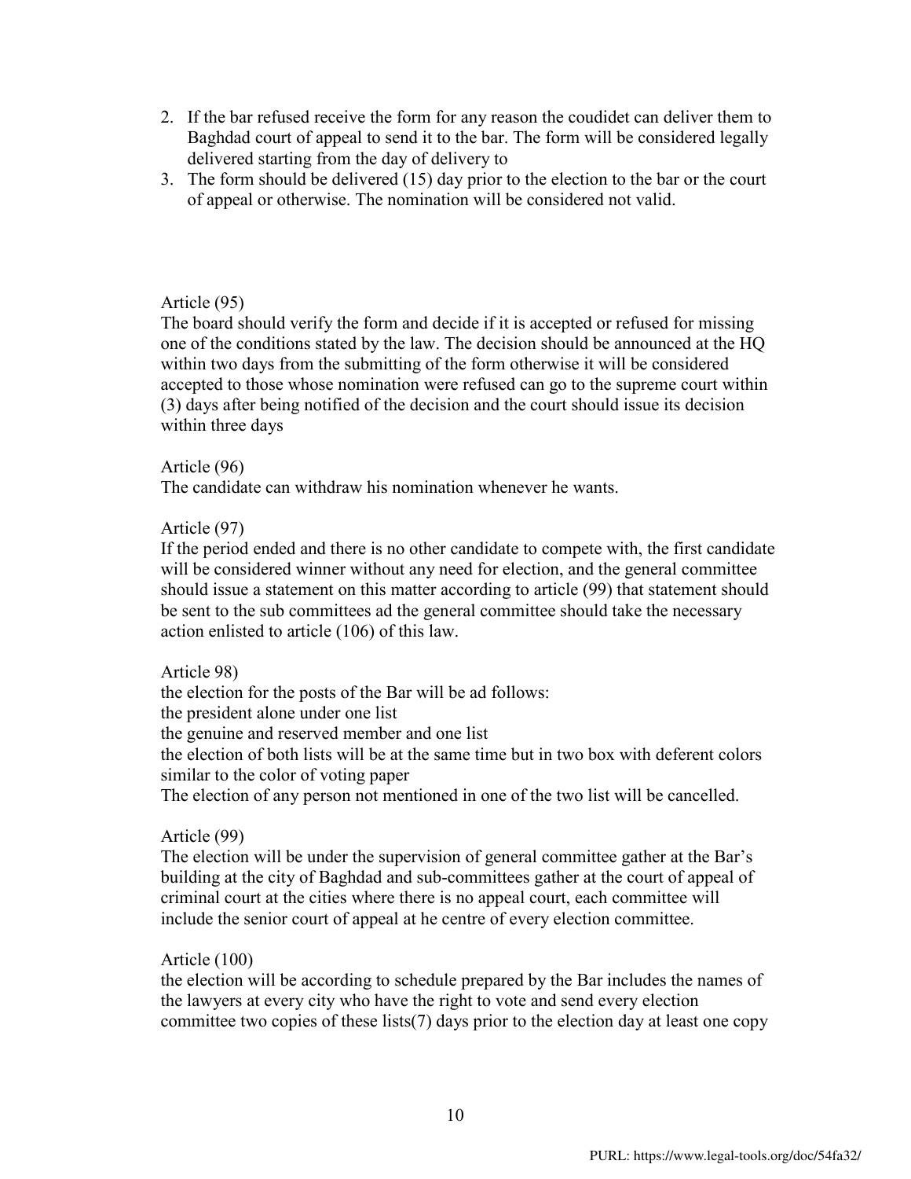2. If the bar refused receive the form for any reason the coudidet can deliver them to Baghdad court of appeal to send it to the bar. The form will be considered legally delivered starting from the day of delivery to
3. The form should be delivered (15) day prior to the election to the bar or the court of appeal or otherwise. The nomination will be considered not valid.

Article (95)

The board should verify the form and decide if it is accepted or refused for missing one of the conditions stated by the law. The decision should be announced at the HQ within two days from the submitting of the form otherwise it will be considered accepted to those whose nomination were refused can go to the supreme court within (3) days after being notified of the decision and the court should issue its decision within three days

Article (96)

The candidate can withdraw his nomination whenever he wants.

Article (97)

If the period ended and there is no other candidate to compete with, the first candidate will be considered winner without any need for election, and the general committee should issue a statement on this matter according to article (99) that statement should be sent to the sub committees ad the general committee should take the necessary action enlisted to article (106) of this law.

Article 98)

the election for the posts of the Bar will be ad follows:

the president alone under one list

the genuine and reserved member and one list

the election of both lists will be at the same time but in two box with deferent colors similar to the color of voting paper

The election of any person not mentioned in one of the two list will be cancelled.

Article (99)

The election will be under the supervision of general committee gather at the Bar's building at the city of Baghdad and sub-committees gather at the court of appeal of criminal court at the cities where there is no appeal court, each committee will include the senior court of appeal at he centre of every election committee.

Article (100)

the election will be according to schedule prepared by the Bar includes the names of the lawyers at every city who have the right to vote and send every election committee two copies of these lists(7) days prior to the election day at least one copy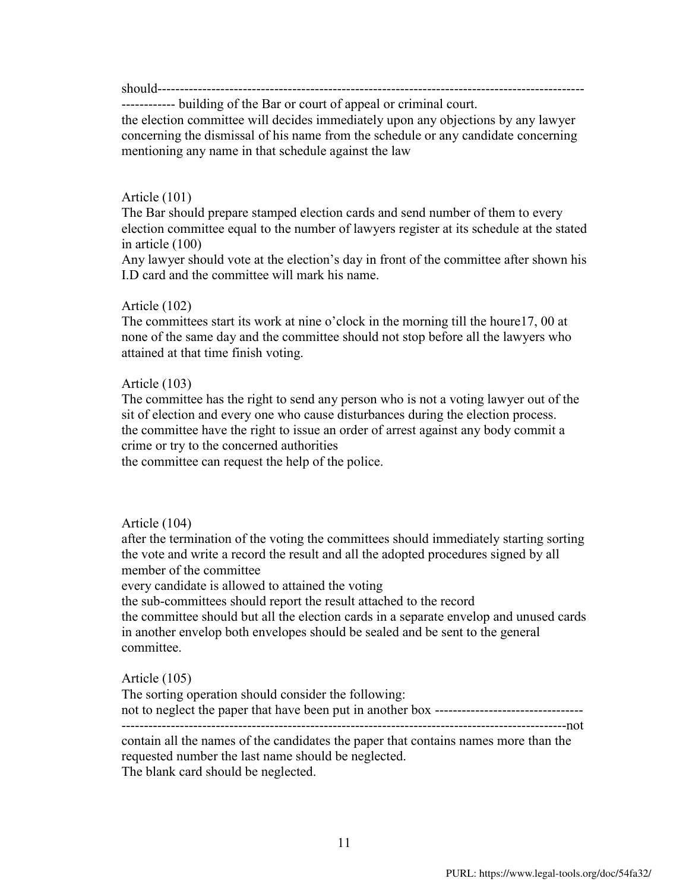should------------------------------------------------------------------------------------------------
------------ building of the Bar or court of appeal or criminal court.

the election committee will decides immediately upon any objections by any lawyer concerning the dismissal of his name from the schedule or any candidate concerning mentioning any name in that schedule against the law

Article (101)

The Bar should prepare stamped election cards and send number of them to every election committee equal to the number of lawyers register at its schedule at the stated in article (100)

Any lawyer should vote at the election's day in front of the committee after shown his I.D card and the committee will mark his name.

Article (102)

The committees start its work at nine o'clock in the morning till the houre17, 00 at none of the same day and the committee should not stop before all the lawyers who attained at that time finish voting.

Article (103)

The committee has the right to send any person who is not a voting lawyer out of the sit of election and every one who cause disturbances during the election process.

the committee have the right to issue an order of arrest against any body commit a crime or try to the concerned authorities

the committee can request the help of the police.

Article (104)

after the termination of the voting the committees should immediately starting sorting the vote and write a record the result and all the adopted procedures signed by all member of the committee

every candidate is allowed to attained the voting

the sub-committees should report the result attached to the record

the committee should but all the election cards in a separate envelop and unused cards in another envelop both envelopes should be sealed and be sent to the general committee.

Article (105)

The sorting operation should consider the following:

not to neglect the paper that have been put in another box --------------------------------
-------------------------------------------------------------------------------------------------not
contain all the names of the candidates the paper that contains names more than the requested number the last name should be neglected.

The blank card should be neglected.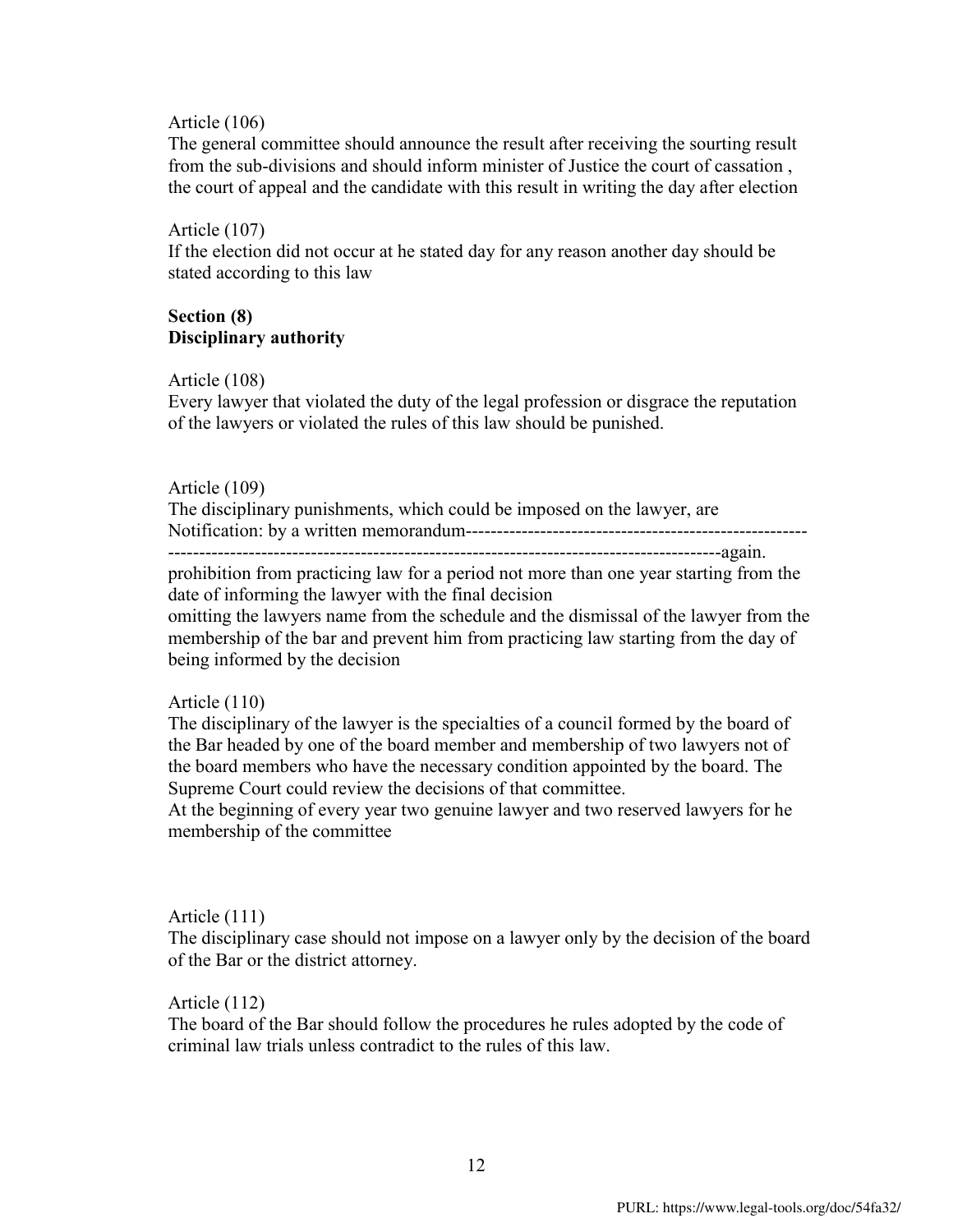Article (106)
The general committee should announce the result after receiving the sourting result from the sub-divisions and should inform minister of Justice the court of cassation , the court of appeal and the candidate with this result in writing the day after election

Article (107)
If the election did not occur at he stated day for any reason another day should be stated according to this law

**Section (8)**
**Disciplinary authority**

Article (108)
Every lawyer that violated the duty of the legal profession or disgrace the reputation of the lawyers or violated the rules of this law should be punished.

Article (109)
The disciplinary punishments, which could be imposed on the lawyer, are
Notification: by a written memorandum---------------------------------------------------------------------------------------------------------------------------------------------again.
prohibition from practicing law for a period not more than one year starting from the date of informing the lawyer with the final decision
omitting the lawyers name from the schedule and the dismissal of the lawyer from the membership of the bar and prevent him from practicing law starting from the day of being informed by the decision

Article (110)
The disciplinary of the lawyer is the specialties of a council formed by the board of the Bar headed by one of the board member and membership of two lawyers not of the board members who have the necessary condition appointed by the board. The Supreme Court could review the decisions of that committee.
At the beginning of every year two genuine lawyer and two reserved lawyers for he membership of the committee

Article (111)
The disciplinary case should not impose on a lawyer only by the decision of the board of the Bar or the district attorney.

Article (112)
The board of the Bar should follow the procedures he rules adopted by the code of criminal law trials unless contradict to the rules of this law.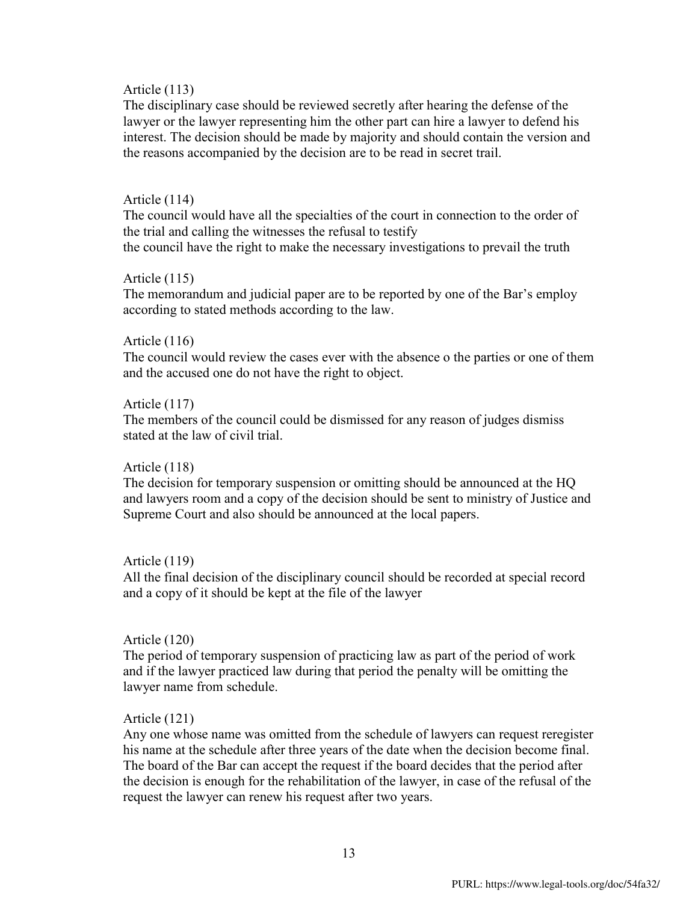Article (113)

The disciplinary case should be reviewed secretly after hearing the defense of the lawyer or the lawyer representing him the other part can hire a lawyer to defend his interest. The decision should be made by majority and should contain the version and the reasons accompanied by the decision are to be read in secret trail.

Article (114)

The council would have all the specialties of the court in connection to the order of the trial and calling the witnesses the refusal to testify
the council have the right to make the necessary investigations to prevail the truth

Article (115)

The memorandum and judicial paper are to be reported by one of the Bar's employ according to stated methods according to the law.

Article (116)

The council would review the cases ever with the absence o the parties or one of them and the accused one do not have the right to object.

Article (117)

The members of the council could be dismissed for any reason of judges dismiss stated at the law of civil trial.

Article (118)

The decision for temporary suspension or omitting should be announced at the HQ and lawyers room and a copy of the decision should be sent to ministry of Justice and Supreme Court and also should be announced at the local papers.

Article (119)

All the final decision of the disciplinary council should be recorded at special record and a copy of it should be kept at the file of the lawyer

Article (120)

The period of temporary suspension of practicing law as part of the period of work and if the lawyer practiced law during that period the penalty will be omitting the lawyer name from schedule.

Article (121)

Any one whose name was omitted from the schedule of lawyers can request reregister his name at the schedule after three years of the date when the decision become final. The board of the Bar can accept the request if the board decides that the period after the decision is enough for the rehabilitation of the lawyer, in case of the refusal of the request the lawyer can renew his request after two years.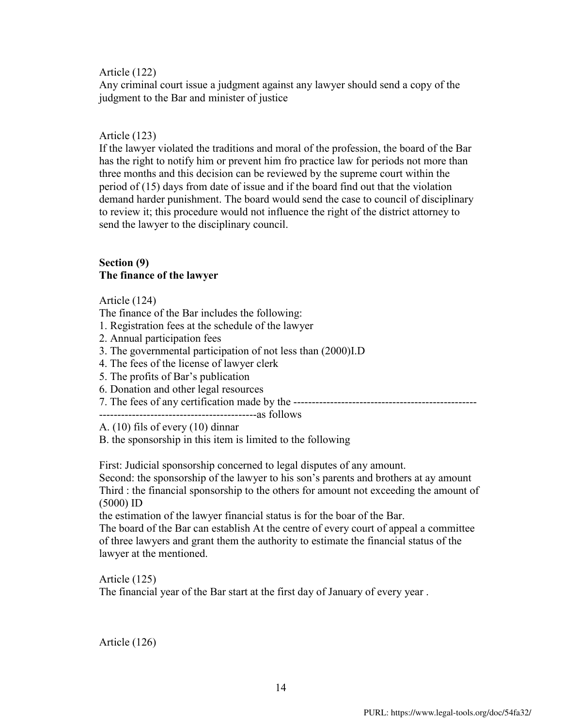Article (122)

Any criminal court issue a judgment against any lawyer should send a copy of the judgment to the Bar and minister of justice

Article (123)

If the lawyer violated the traditions and moral of the profession, the board of the Bar has the right to notify him or prevent him fro practice law for periods not more than three months and this decision can be reviewed by the supreme court within the period of (15) days from date of issue and if the board find out that the violation demand harder punishment. The board would send the case to council of disciplinary to review it; this procedure would not influence the right of the district attorney to send the lawyer to the disciplinary council.

**Section (9)**
**The finance of the lawyer**

Article (124)

The finance of the Bar includes the following:

1. Registration fees at the schedule of the lawyer
2. Annual participation fees
3. The governmental participation of not less than (2000)I.D
4. The fees of the license of lawyer clerk
5. The profits of Bar's publication
6. Donation and other legal resources
7. The fees of any certification made by the --------------------------------------------------
-------------------------------------------as follows

A. (10) fils of every (10) dinnar

B. the sponsorship in this item is limited to the following

First: Judicial sponsorship concerned to legal disputes of any amount.

Second: the sponsorship of the lawyer to his son's parents and brothers at ay amount

Third : the financial sponsorship to the others for amount not exceeding the amount of (5000) ID

the estimation of the lawyer financial status is for the boar of the Bar.

The board of the Bar can establish At the centre of every court of appeal a committee of three lawyers and grant them the authority to estimate the financial status of the lawyer at the mentioned.

Article (125)

The financial year of the Bar start at the first day of January of every year .

Article (126)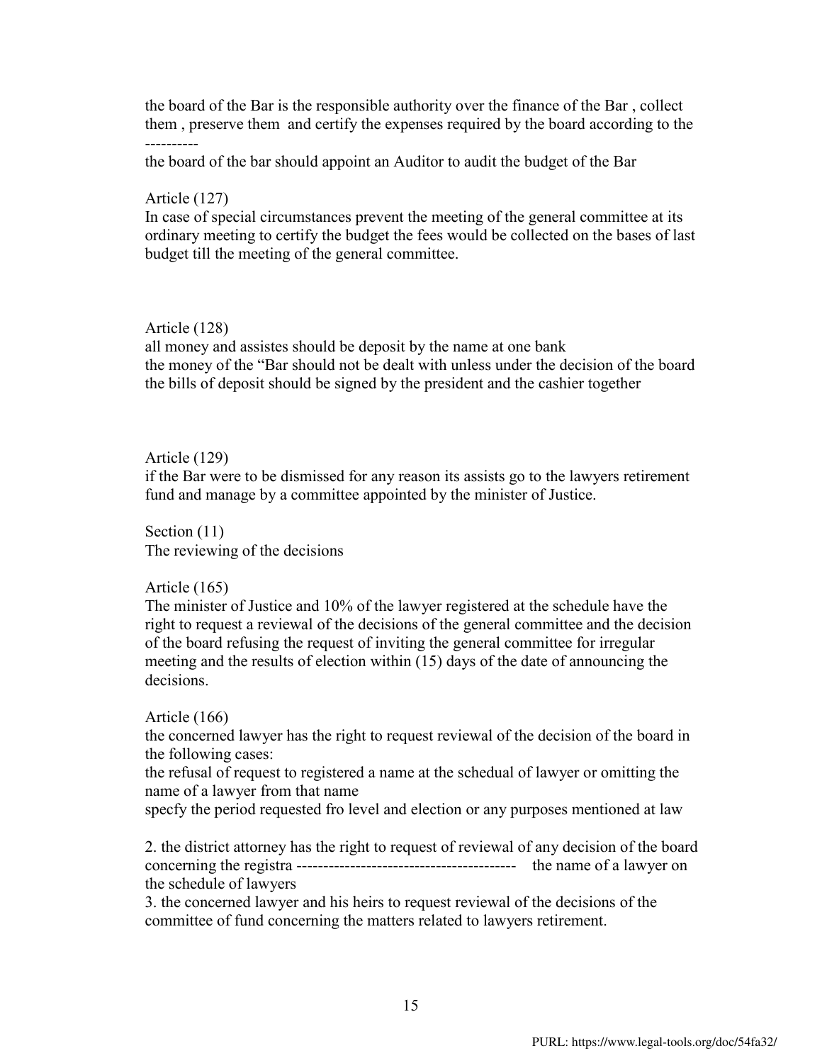the board of the Bar is the responsible authority over the finance of the Bar , collect them , preserve them and certify the expenses required by the board according to the ----------

the board of the bar should appoint an Auditor to audit the budget of the Bar

Article (127)

In case of special circumstances prevent the meeting of the general committee at its ordinary meeting to certify the budget the fees would be collected on the bases of last budget till the meeting of the general committee.

Article (128)

all money and assistes should be deposit by the name at one bank

the money of the "Bar should not be dealt with unless under the decision of the board

the bills of deposit should be signed by the president and the cashier together

Article (129)

if the Bar were to be dismissed for any reason its assists go to the lawyers retirement fund and manage by a committee appointed by the minister of Justice.

Section (11)

The reviewing of the decisions

Article (165)

The minister of Justice and 10% of the lawyer registered at the schedule have the right to request a reviewal of the decisions of the general committee and the decision of the board refusing the request of inviting the general committee for irregular meeting and the results of election within (15) days of the date of announcing the decisions.

Article (166)

the concerned lawyer has the right to request reviewal of the decision of the board in the following cases:

the refusal of request to registered a name at the schedual of lawyer or omitting the name of a lawyer from that name

specfy the period requested fro level and election or any purposes mentioned at law

2. the district attorney has the right to request of reviewal of any decision of the board concerning the registra ---------------------------------------- the name of a lawyer on the schedule of lawyers

3. the concerned lawyer and his heirs to request reviewal of the decisions of the committee of fund concerning the matters related to lawyers retirement.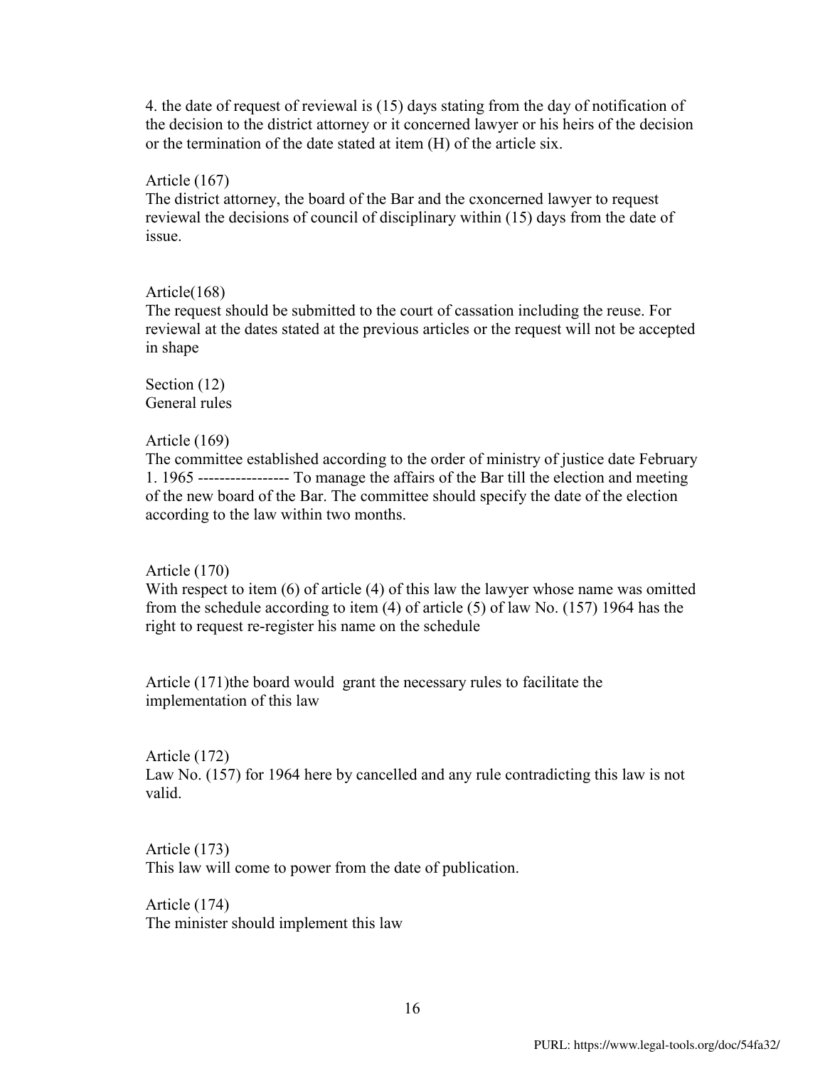4. the date of request of reviewal is (15) days stating from the day of notification of the decision to the district attorney or it concerned lawyer or his heirs of the decision or the termination of the date stated at item (H) of the article six.

Article (167)
The district attorney, the board of the Bar and the cxoncerned lawyer to request reviewal the decisions of council of disciplinary within (15) days from the date of issue.

Article(168)
The request should be submitted to the court of cassation including the reuse. For reviewal at the dates stated at the previous articles or the request will not be accepted in shape

Section (12)
General rules

Article (169)
The committee established according to the order of ministry of justice date February 1. 1965 ----------------- To manage the affairs of the Bar till the election and meeting of the new board of the Bar. The committee should specify the date of the election according to the law within two months.

Article (170)
With respect to item (6) of article (4) of this law the lawyer whose name was omitted from the schedule according to item (4) of article (5) of law No. (157) 1964 has the right to request re-register his name on the schedule

Article (171)the board would grant the necessary rules to facilitate the implementation of this law

Article (172)
Law No. (157) for 1964 here by cancelled and any rule contradicting this law is not valid.

Article (173)
This law will come to power from the date of publication.

Article (174)
The minister should implement this law

PURL: https://www.legal-tools.org/doc/54fa32/